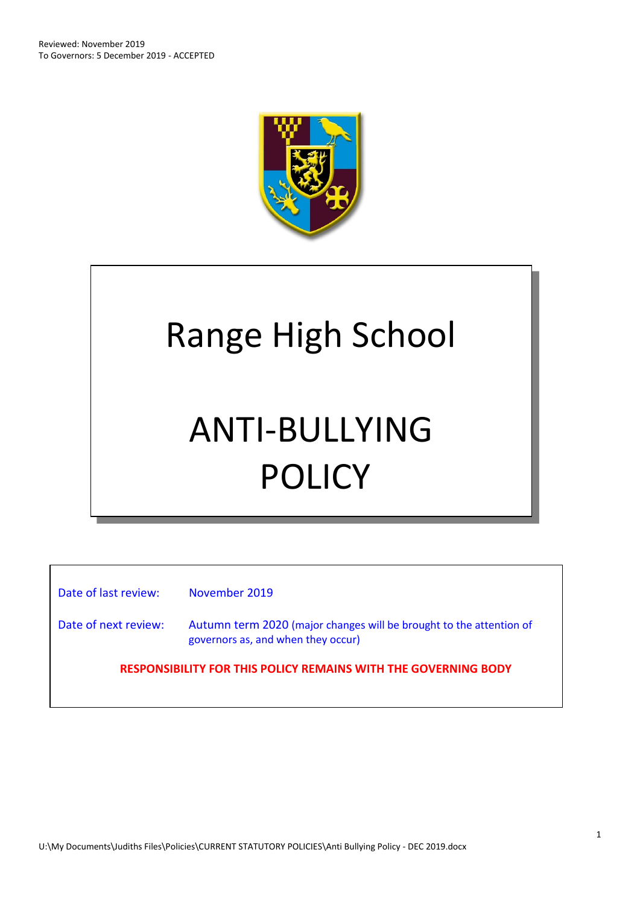Reviewed: November 2019
To Governors: 5 December 2019 - ACCEPTED

# Range High School

# ANTI-BULLYING POLICY

Date of last review: November 2019

Date of next review: Autumn term 2020 (major changes will be brought to the attention of governors as, and when they occur)

**RESPONSIBILITY FOR THIS POLICY REMAINS WITH THE GOVERNING BODY**

U:\My Documents\Judiths Files\Policies\CURRENT STATUTORY POLICIES\Anti Bullying Policy - DEC 2019.docx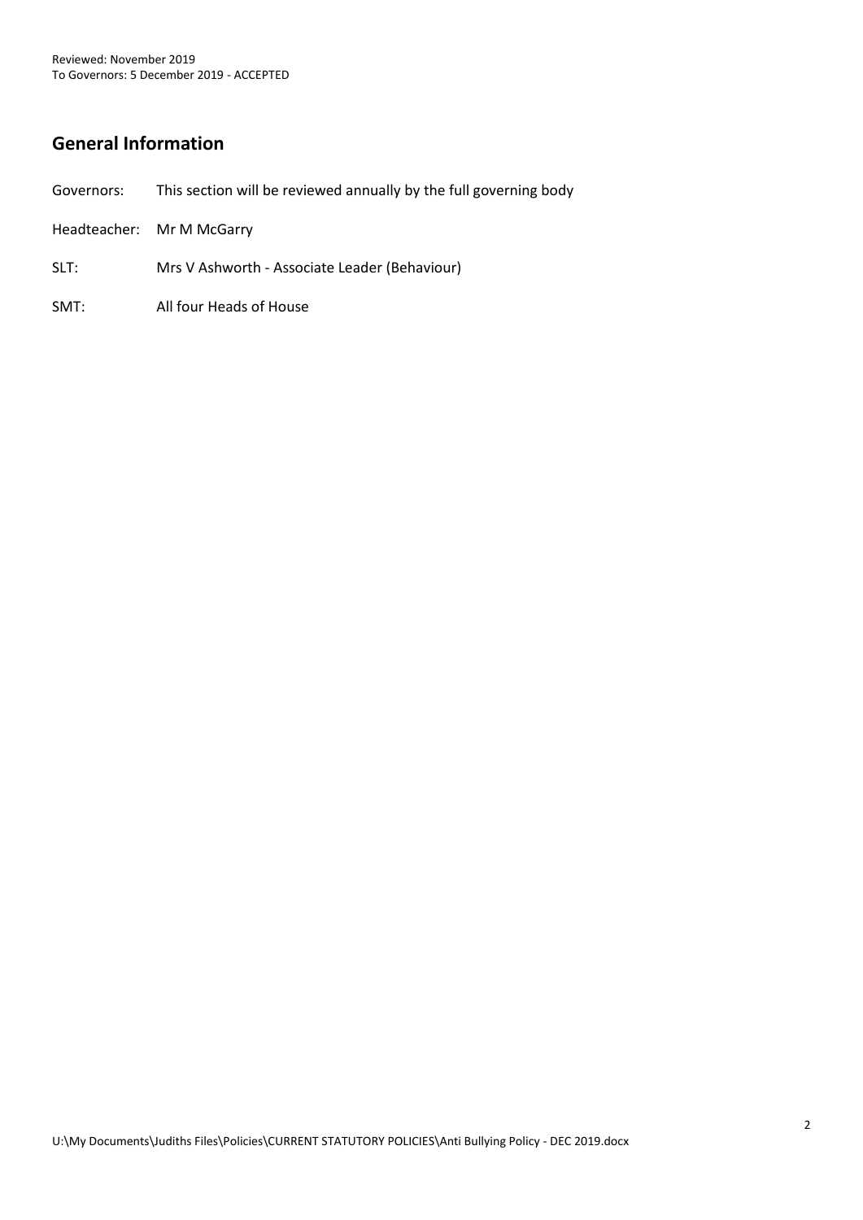Reviewed: November 2019
To Governors: 5 December 2019 - ACCEPTED

## General Information

Governors: This section will be reviewed annually by the full governing body

Headteacher: Mr M McGarry

SLT: Mrs V Ashworth - Associate Leader (Behaviour)

SMT: All four Heads of House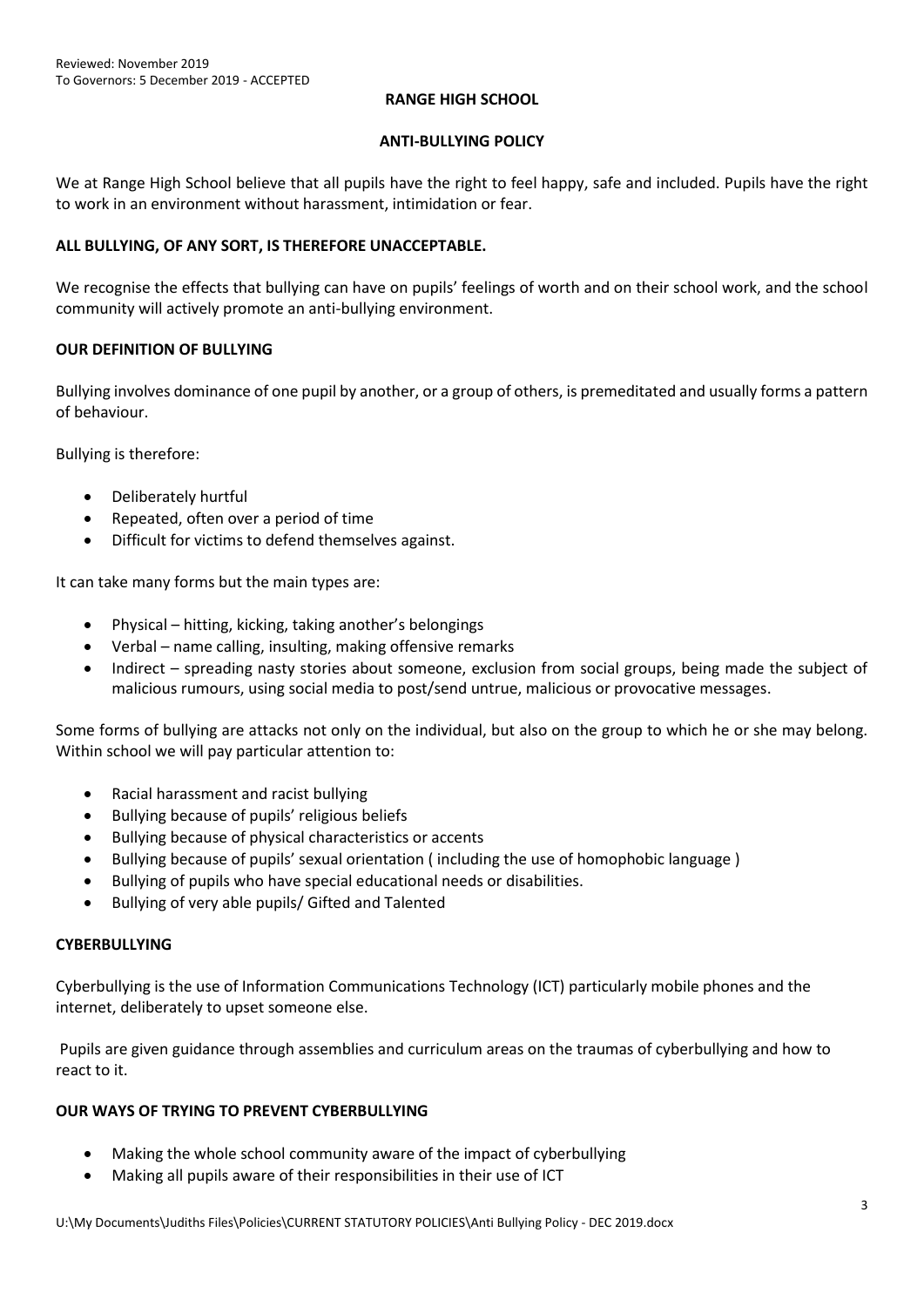Reviewed: November 2019
To Governors: 5 December 2019 - ACCEPTED

# RANGE HIGH SCHOOL

## ANTI-BULLYING POLICY

We at Range High School believe that all pupils have the right to feel happy, safe and included. Pupils have the right to work in an environment without harassment, intimidation or fear.

**ALL BULLYING, OF ANY SORT, IS THEREFORE UNACCEPTABLE.**

We recognise the effects that bullying can have on pupils' feelings of worth and on their school work, and the school community will actively promote an anti-bullying environment.

### OUR DEFINITION OF BULLYING

Bullying involves dominance of one pupil by another, or a group of others, is premeditated and usually forms a pattern of behaviour.

Bullying is therefore:

- Deliberately hurtful
- Repeated, often over a period of time
- Difficult for victims to defend themselves against.

It can take many forms but the main types are:

- Physical – hitting, kicking, taking another's belongings
- Verbal – name calling, insulting, making offensive remarks
- Indirect – spreading nasty stories about someone, exclusion from social groups, being made the subject of malicious rumours, using social media to post/send untrue, malicious or provocative messages.

Some forms of bullying are attacks not only on the individual, but also on the group to which he or she may belong. Within school we will pay particular attention to:

- Racial harassment and racist bullying
- Bullying because of pupils' religious beliefs
- Bullying because of physical characteristics or accents
- Bullying because of pupils' sexual orientation ( including the use of homophobic language )
- Bullying of pupils who have special educational needs or disabilities.
- Bullying of very able pupils/ Gifted and Talented

### CYBERBULLYING

Cyberbullying is the use of Information Communications Technology (ICT) particularly mobile phones and the internet, deliberately to upset someone else.

Pupils are given guidance through assemblies and curriculum areas on the traumas of cyberbullying and how to react to it.

### OUR WAYS OF TRYING TO PREVENT CYBERBULLYING

- Making the whole school community aware of the impact of cyberbullying
- Making all pupils aware of their responsibilities in their use of ICT

U:\My Documents\Judiths Files\Policies\CURRENT STATUTORY POLICIES\Anti Bullying Policy - DEC 2019.docx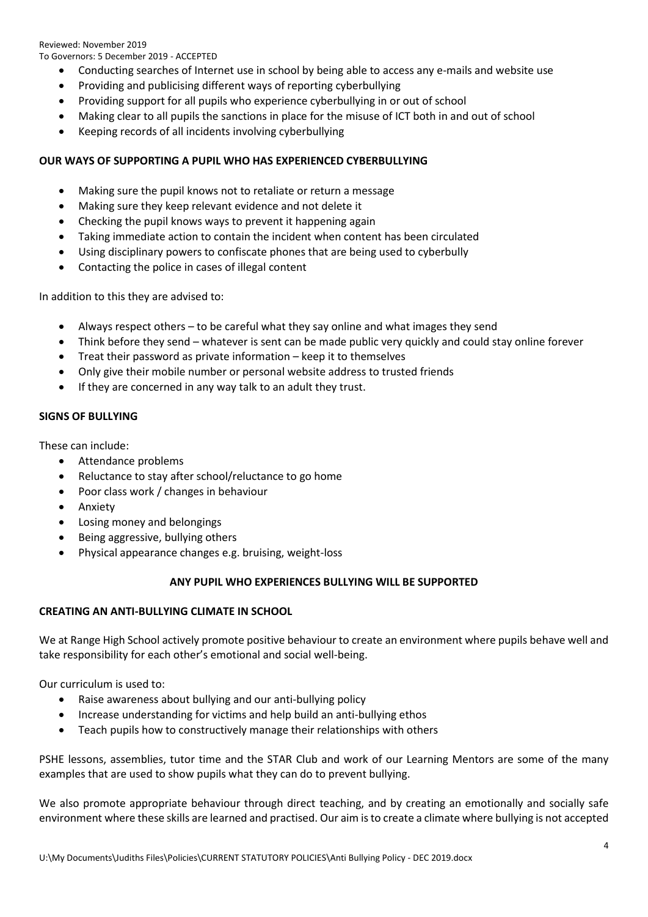- Conducting searches of Internet use in school by being able to access any e-mails and website use
- Providing and publicising different ways of reporting cyberbullying
- Providing support for all pupils who experience cyberbullying in or out of school
- Making clear to all pupils the sanctions in place for the misuse of ICT both in and out of school
- Keeping records of all incidents involving cyberbullying

**OUR WAYS OF SUPPORTING A PUPIL WHO HAS EXPERIENCED CYBERBULLYING**

- Making sure the pupil knows not to retaliate or return a message
- Making sure they keep relevant evidence and not delete it
- Checking the pupil knows ways to prevent it happening again
- Taking immediate action to contain the incident when content has been circulated
- Using disciplinary powers to confiscate phones that are being used to cyberbully
- Contacting the police in cases of illegal content

In addition to this they are advised to:

- Always respect others – to be careful what they say online and what images they send
- Think before they send – whatever is sent can be made public very quickly and could stay online forever
- Treat their password as private information – keep it to themselves
- Only give their mobile number or personal website address to trusted friends
- If they are concerned in any way talk to an adult they trust.

**SIGNS OF BULLYING**

These can include:

- Attendance problems
- Reluctance to stay after school/reluctance to go home
- Poor class work / changes in behaviour
- Anxiety
- Losing money and belongings
- Being aggressive, bullying others
- Physical appearance changes e.g. bruising, weight-loss

**ANY PUPIL WHO EXPERIENCES BULLYING WILL BE SUPPORTED**

**CREATING AN ANTI-BULLYING CLIMATE IN SCHOOL**

We at Range High School actively promote positive behaviour to create an environment where pupils behave well and take responsibility for each other's emotional and social well-being.

Our curriculum is used to:

- Raise awareness about bullying and our anti-bullying policy
- Increase understanding for victims and help build an anti-bullying ethos
- Teach pupils how to constructively manage their relationships with others

PSHE lessons, assemblies, tutor time and the STAR Club and work of our Learning Mentors are some of the many examples that are used to show pupils what they can do to prevent bullying.

We also promote appropriate behaviour through direct teaching, and by creating an emotionally and socially safe environment where these skills are learned and practised. Our aim is to create a climate where bullying is not accepted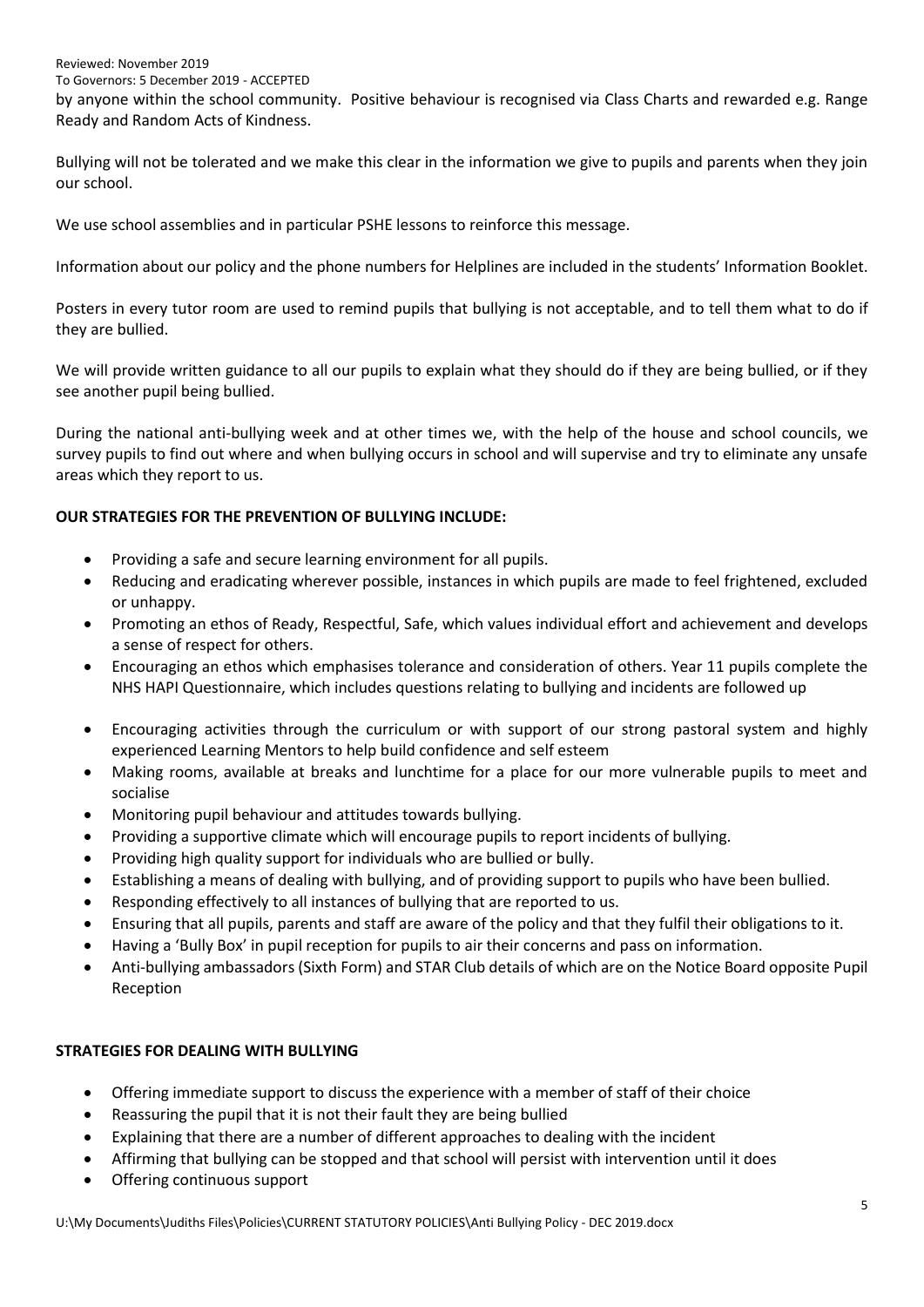by anyone within the school community. Positive behaviour is recognised via Class Charts and rewarded e.g. Range Ready and Random Acts of Kindness.

Bullying will not be tolerated and we make this clear in the information we give to pupils and parents when they join our school.

We use school assemblies and in particular PSHE lessons to reinforce this message.

Information about our policy and the phone numbers for Helplines are included in the students' Information Booklet.

Posters in every tutor room are used to remind pupils that bullying is not acceptable, and to tell them what to do if they are bullied.

We will provide written guidance to all our pupils to explain what they should do if they are being bullied, or if they see another pupil being bullied.

During the national anti-bullying week and at other times we, with the help of the house and school councils, we survey pupils to find out where and when bullying occurs in school and will supervise and try to eliminate any unsafe areas which they report to us.

**OUR STRATEGIES FOR THE PREVENTION OF BULLYING INCLUDE:**

- Providing a safe and secure learning environment for all pupils.
- Reducing and eradicating wherever possible, instances in which pupils are made to feel frightened, excluded or unhappy.
- Promoting an ethos of Ready, Respectful, Safe, which values individual effort and achievement and develops a sense of respect for others.
- Encouraging an ethos which emphasises tolerance and consideration of others. Year 11 pupils complete the NHS HAPI Questionnaire, which includes questions relating to bullying and incidents are followed up
- Encouraging activities through the curriculum or with support of our strong pastoral system and highly experienced Learning Mentors to help build confidence and self esteem
- Making rooms, available at breaks and lunchtime for a place for our more vulnerable pupils to meet and socialise
- Monitoring pupil behaviour and attitudes towards bullying.
- Providing a supportive climate which will encourage pupils to report incidents of bullying.
- Providing high quality support for individuals who are bullied or bully.
- Establishing a means of dealing with bullying, and of providing support to pupils who have been bullied.
- Responding effectively to all instances of bullying that are reported to us.
- Ensuring that all pupils, parents and staff are aware of the policy and that they fulfil their obligations to it.
- Having a 'Bully Box' in pupil reception for pupils to air their concerns and pass on information.
- Anti-bullying ambassadors (Sixth Form) and STAR Club details of which are on the Notice Board opposite Pupil Reception

**STRATEGIES FOR DEALING WITH BULLYING**

- Offering immediate support to discuss the experience with a member of staff of their choice
- Reassuring the pupil that it is not their fault they are being bullied
- Explaining that there are a number of different approaches to dealing with the incident
- Affirming that bullying can be stopped and that school will persist with intervention until it does
- Offering continuous support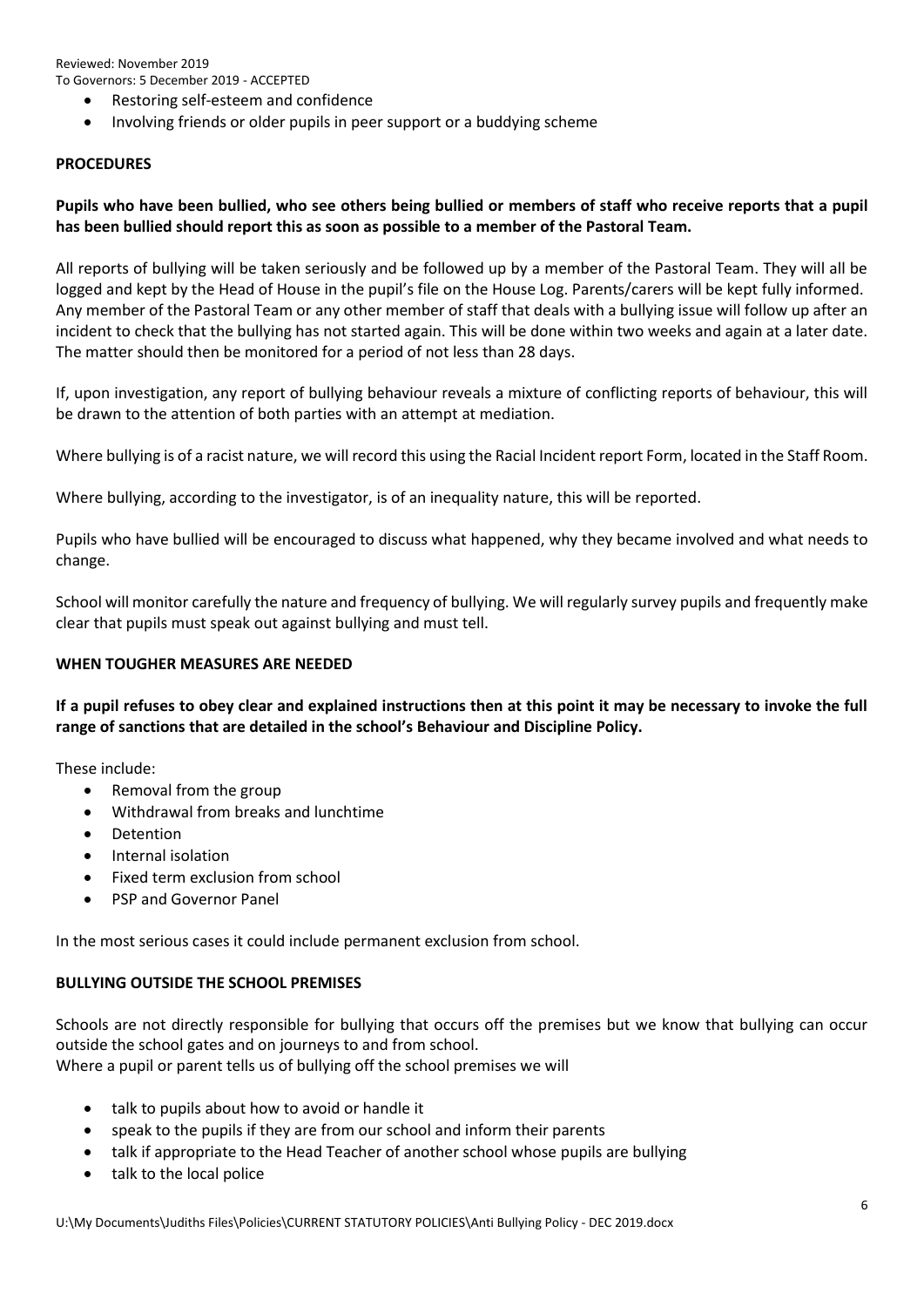- Restoring self-esteem and confidence
- Involving friends or older pupils in peer support or a buddying scheme

**PROCEDURES**

**Pupils who have been bullied, who see others being bullied or members of staff who receive reports that a pupil has been bullied should report this as soon as possible to a member of the Pastoral Team.**

All reports of bullying will be taken seriously and be followed up by a member of the Pastoral Team. They will all be logged and kept by the Head of House in the pupil's file on the House Log. Parents/carers will be kept fully informed. Any member of the Pastoral Team or any other member of staff that deals with a bullying issue will follow up after an incident to check that the bullying has not started again. This will be done within two weeks and again at a later date. The matter should then be monitored for a period of not less than 28 days.

If, upon investigation, any report of bullying behaviour reveals a mixture of conflicting reports of behaviour, this will be drawn to the attention of both parties with an attempt at mediation.

Where bullying is of a racist nature, we will record this using the Racial Incident report Form, located in the Staff Room.

Where bullying, according to the investigator, is of an inequality nature, this will be reported.

Pupils who have bullied will be encouraged to discuss what happened, why they became involved and what needs to change.

School will monitor carefully the nature and frequency of bullying. We will regularly survey pupils and frequently make clear that pupils must speak out against bullying and must tell.

**WHEN TOUGHER MEASURES ARE NEEDED**

**If a pupil refuses to obey clear and explained instructions then at this point it may be necessary to invoke the full range of sanctions that are detailed in the school's Behaviour and Discipline Policy.**

These include:

- Removal from the group
- Withdrawal from breaks and lunchtime
- Detention
- Internal isolation
- Fixed term exclusion from school
- PSP and Governor Panel

In the most serious cases it could include permanent exclusion from school.

**BULLYING OUTSIDE THE SCHOOL PREMISES**

Schools are not directly responsible for bullying that occurs off the premises but we know that bullying can occur outside the school gates and on journeys to and from school.
Where a pupil or parent tells us of bullying off the school premises we will

- talk to pupils about how to avoid or handle it
- speak to the pupils if they are from our school and inform their parents
- talk if appropriate to the Head Teacher of another school whose pupils are bullying
- talk to the local police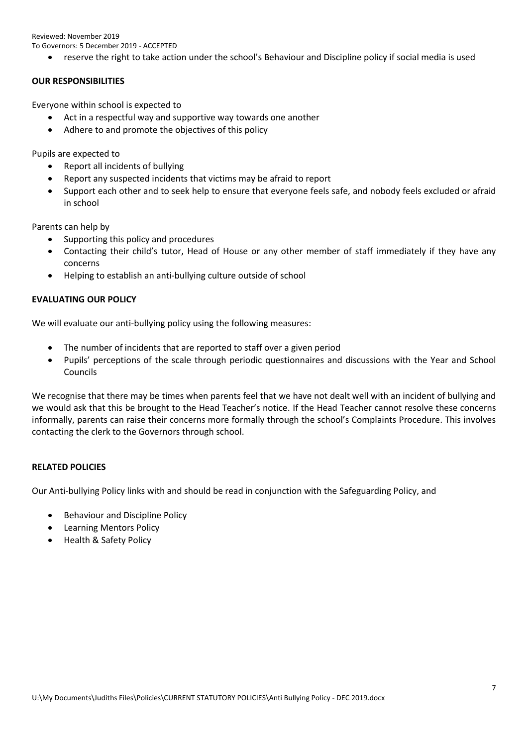- reserve the right to take action under the school's Behaviour and Discipline policy if social media is used

**OUR RESPONSIBILITIES**

Everyone within school is expected to

- Act in a respectful way and supportive way towards one another
- Adhere to and promote the objectives of this policy

Pupils are expected to

- Report all incidents of bullying
- Report any suspected incidents that victims may be afraid to report
- Support each other and to seek help to ensure that everyone feels safe, and nobody feels excluded or afraid in school

Parents can help by

- Supporting this policy and procedures
- Contacting their child's tutor, Head of House or any other member of staff immediately if they have any concerns
- Helping to establish an anti-bullying culture outside of school

**EVALUATING OUR POLICY**

We will evaluate our anti-bullying policy using the following measures:

- The number of incidents that are reported to staff over a given period
- Pupils' perceptions of the scale through periodic questionnaires and discussions with the Year and School Councils

We recognise that there may be times when parents feel that we have not dealt well with an incident of bullying and we would ask that this be brought to the Head Teacher's notice. If the Head Teacher cannot resolve these concerns informally, parents can raise their concerns more formally through the school's Complaints Procedure. This involves contacting the clerk to the Governors through school.

**RELATED POLICIES**

Our Anti-bullying Policy links with and should be read in conjunction with the Safeguarding Policy, and

- Behaviour and Discipline Policy
- Learning Mentors Policy
- Health & Safety Policy